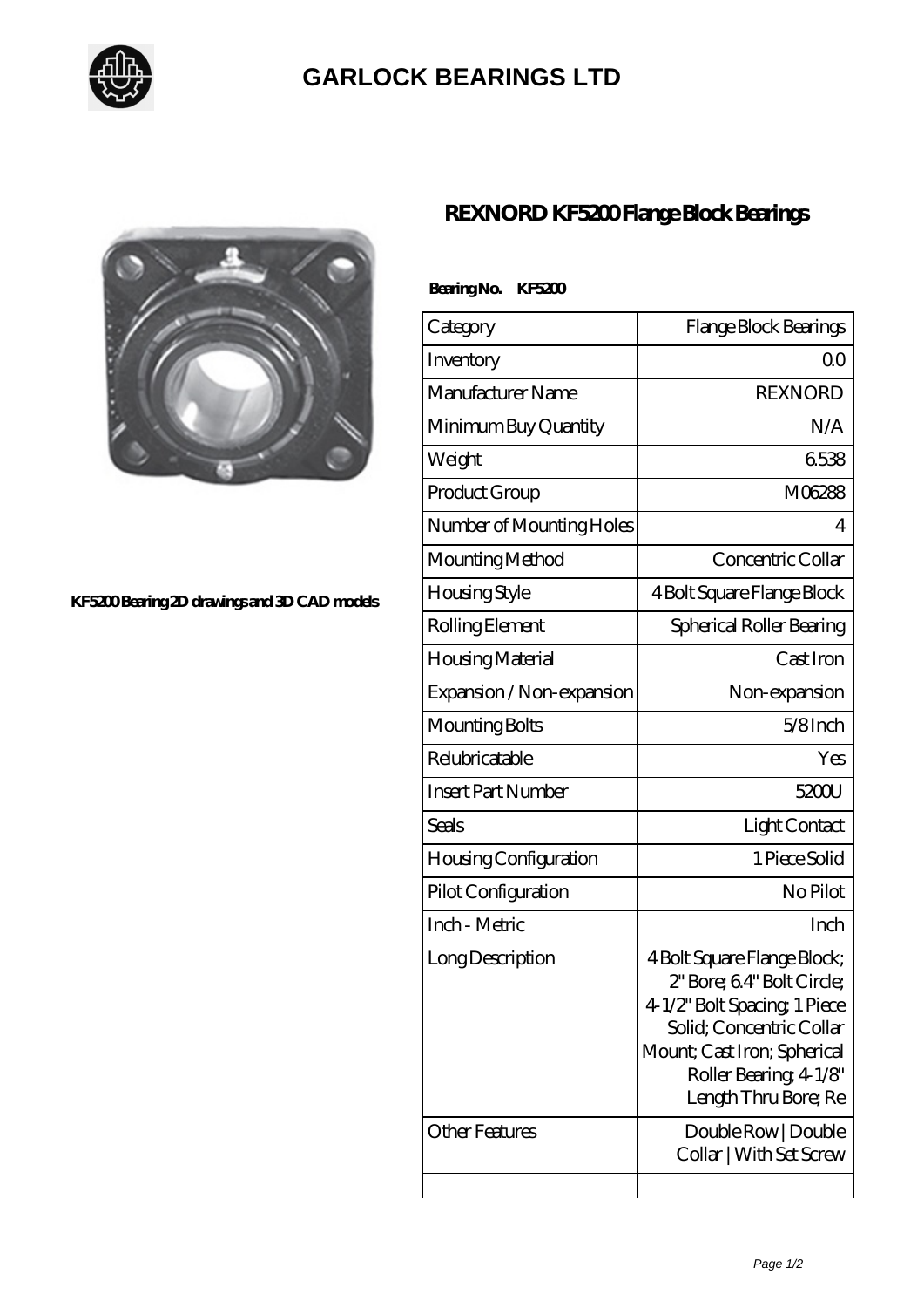# GARLOCK BEARINGS LTD

KF5200 Bearing 2D drawings and 3D CAD models

## REXNORD KF5200 Flange Block Bearings

**Bearing No. KF5200**

| | |
|---|---|
| Category | Flange Block Bearings |
| Inventory | 0.0 |
| Manufacturer Name | REXNORD |
| Minimum Buy Quantity | N/A |
| Weight | 6.538 |
| Product Group | M06288 |
| Number of Mounting Holes | 4 |
| Mounting Method | Concentric Collar |
| Housing Style | 4 Bolt Square Flange Block |
| Rolling Element | Spherical Roller Bearing |
| Housing Material | Cast Iron |
| Expansion / Non-expansion | Non-expansion |
| Mounting Bolts | 5/8 Inch |
| Relubricatable | Yes |
| Insert Part Number | 5200U |
| Seals | Light Contact |
| Housing Configuration | 1 Piece Solid |
| Pilot Configuration | No Pilot |
| Inch - Metric | Inch |
| Long Description | 4 Bolt Square Flange Block; 2" Bore; 6.4" Bolt Circle; 4-1/2" Bolt Spacing; 1 Piece Solid; Concentric Collar Mount; Cast Iron; Spherical Roller Bearing; 4-1/8" Length Thru Bore; Re |
| Other Features | Double Row \| Double Collar \| With Set Screw |
| | |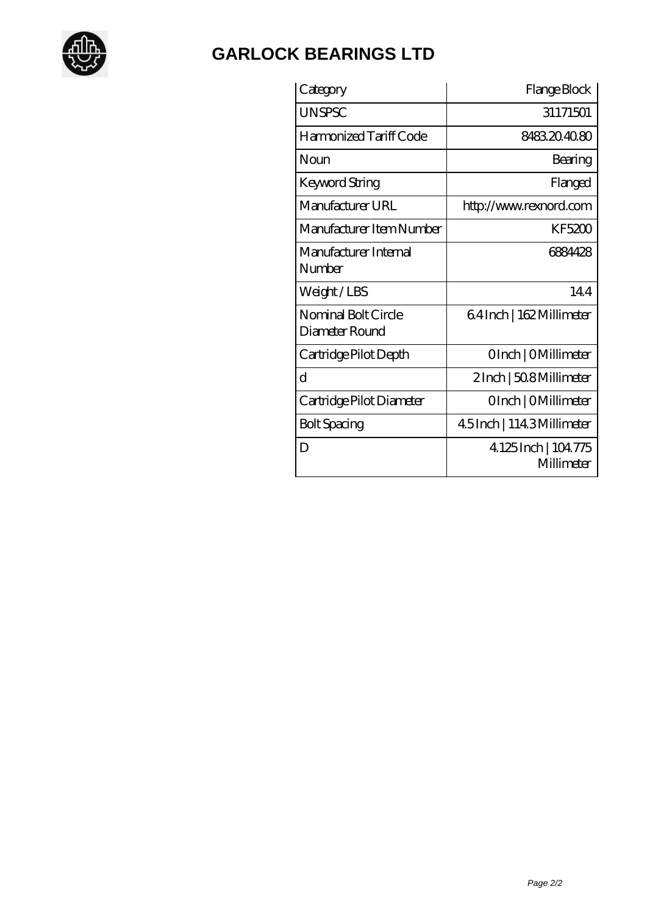## GARLOCK BEARINGS LTD

| | |
|---|---|
| Category | Flange Block |
| UNSPSC | 31171501 |
| Harmonized Tariff Code | 8483.20.40.80 |
| Noun | Bearing |
| Keyword String | Flanged |
| Manufacturer URL | http://www.rexnord.com |
| Manufacturer Item Number | KF5200 |
| Manufacturer Internal Number | 6884428 |
| Weight / LBS | 14.4 |
| Nominal Bolt Circle Diameter Round | 6.4 Inch \| 162 Millimeter |
| Cartridge Pilot Depth | 0 Inch \| 0 Millimeter |
| d | 2 Inch \| 50.8 Millimeter |
| Cartridge Pilot Diameter | 0 Inch \| 0 Millimeter |
| Bolt Spacing | 4.5 Inch \| 114.3 Millimeter |
| D | 4.125 Inch \| 104.775 Millimeter |